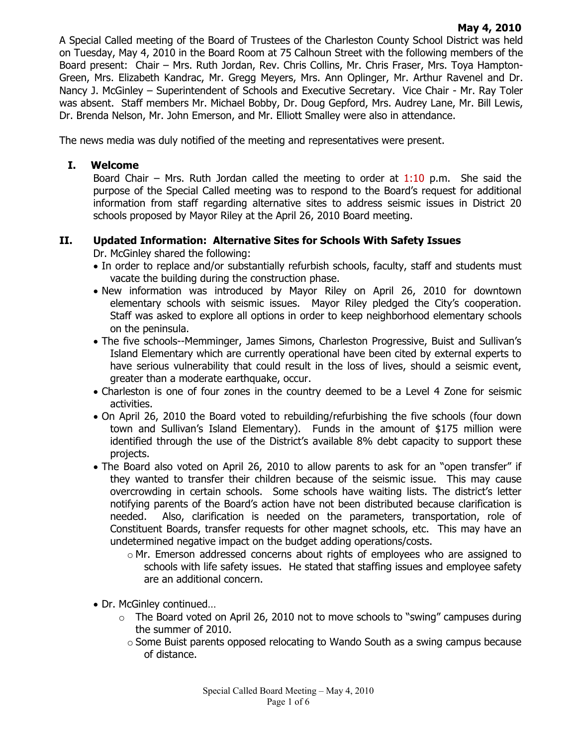**May 4, 2010**

A Special Called meeting of the Board of Trustees of the Charleston County School District was held on Tuesday, May 4, 2010 in the Board Room at 75 Calhoun Street with the following members of the Board present: Chair – Mrs. Ruth Jordan, Rev. Chris Collins, Mr. Chris Fraser, Mrs. Toya Hampton-Green, Mrs. Elizabeth Kandrac, Mr. Gregg Meyers, Mrs. Ann Oplinger, Mr. Arthur Ravenel and Dr. Nancy J. McGinley – Superintendent of Schools and Executive Secretary. Vice Chair - Mr. Ray Toler was absent. Staff members Mr. Michael Bobby, Dr. Doug Gepford, Mrs. Audrey Lane, Mr. Bill Lewis, Dr. Brenda Nelson, Mr. John Emerson, and Mr. Elliott Smalley were also in attendance.

The news media was duly notified of the meeting and representatives were present.

## I. Welcome

Board Chair – Mrs. Ruth Jordan called the meeting to order at 1:10 p.m. She said the purpose of the Special Called meeting was to respond to the Board's request for additional information from staff regarding alternative sites to address seismic issues in District 20 schools proposed by Mayor Riley at the April 26, 2010 Board meeting.

## II. Updated Information: Alternative Sites for Schools With Safety Issues

Dr. McGinley shared the following:

- In order to replace and/or substantially refurbish schools, faculty, staff and students must vacate the building during the construction phase.
- New information was introduced by Mayor Riley on April 26, 2010 for downtown elementary schools with seismic issues. Mayor Riley pledged the City's cooperation. Staff was asked to explore all options in order to keep neighborhood elementary schools on the peninsula.
- The five schools--Memminger, James Simons, Charleston Progressive, Buist and Sullivan's Island Elementary which are currently operational have been cited by external experts to have serious vulnerability that could result in the loss of lives, should a seismic event, greater than a moderate earthquake, occur.
- Charleston is one of four zones in the country deemed to be a Level 4 Zone for seismic activities.
- On April 26, 2010 the Board voted to rebuilding/refurbishing the five schools (four down town and Sullivan's Island Elementary). Funds in the amount of $175 million were identified through the use of the District's available 8% debt capacity to support these projects.
- The Board also voted on April 26, 2010 to allow parents to ask for an "open transfer" if they wanted to transfer their children because of the seismic issue. This may cause overcrowding in certain schools. Some schools have waiting lists. The district's letter notifying parents of the Board's action have not been distributed because clarification is needed. Also, clarification is needed on the parameters, transportation, role of Constituent Boards, transfer requests for other magnet schools, etc. This may have an undetermined negative impact on the budget adding operations/costs.
  - Mr. Emerson addressed concerns about rights of employees who are assigned to schools with life safety issues. He stated that staffing issues and employee safety are an additional concern.
- Dr. McGinley continued…
  - The Board voted on April 26, 2010 not to move schools to "swing" campuses during the summer of 2010.
  - Some Buist parents opposed relocating to Wando South as a swing campus because of distance.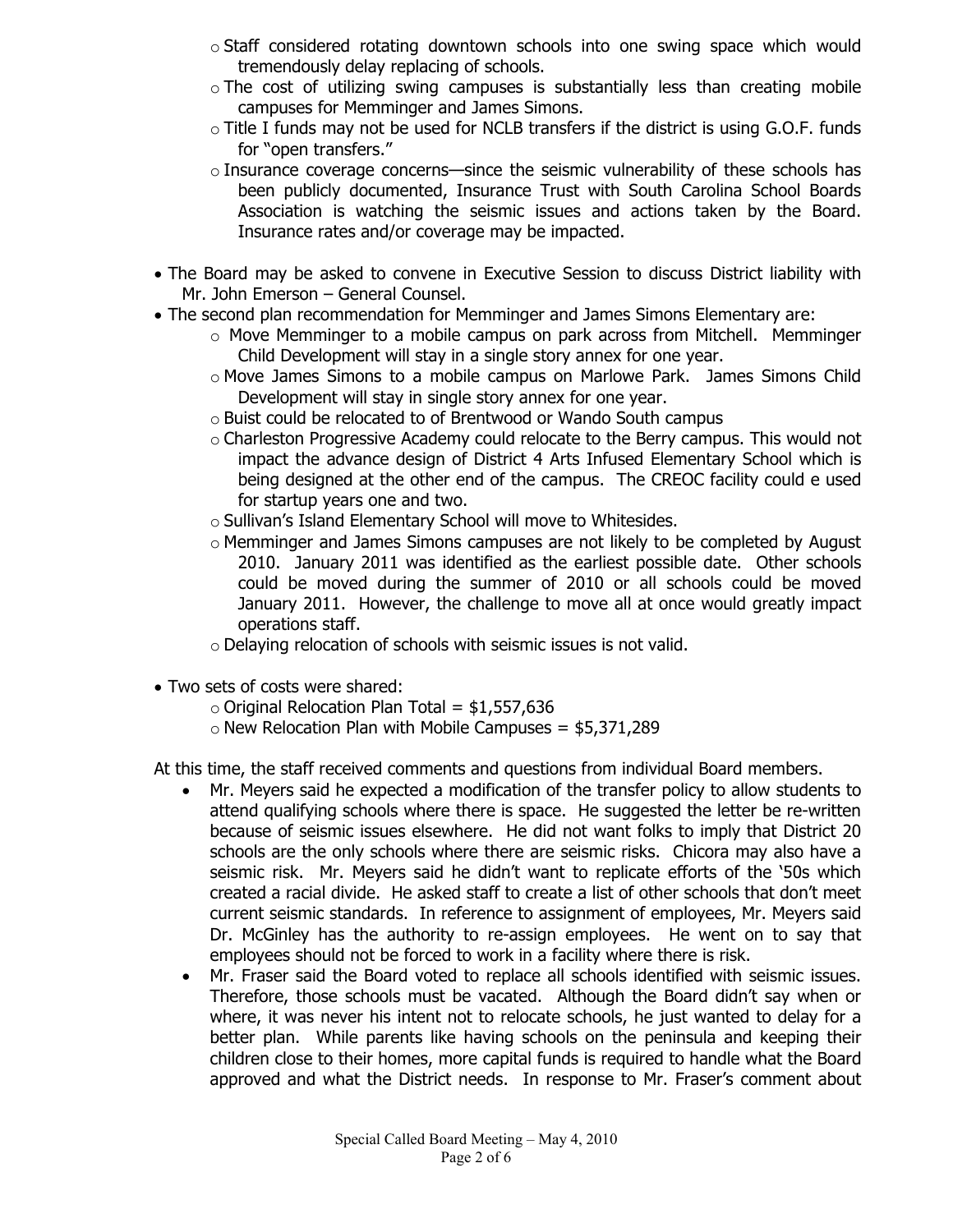- Staff considered rotating downtown schools into one swing space which would tremendously delay replacing of schools.
  - The cost of utilizing swing campuses is substantially less than creating mobile campuses for Memminger and James Simons.
  - Title I funds may not be used for NCLB transfers if the district is using G.O.F. funds for "open transfers."
  - Insurance coverage concerns—since the seismic vulnerability of these schools has been publicly documented, Insurance Trust with South Carolina School Boards Association is watching the seismic issues and actions taken by the Board. Insurance rates and/or coverage may be impacted.

- The Board may be asked to convene in Executive Session to discuss District liability with Mr. John Emerson – General Counsel.
- The second plan recommendation for Memminger and James Simons Elementary are:
  - Move Memminger to a mobile campus on park across from Mitchell. Memminger Child Development will stay in a single story annex for one year.
  - Move James Simons to a mobile campus on Marlowe Park. James Simons Child Development will stay in single story annex for one year.
  - Buist could be relocated to of Brentwood or Wando South campus
  - Charleston Progressive Academy could relocate to the Berry campus. This would not impact the advance design of District 4 Arts Infused Elementary School which is being designed at the other end of the campus. The CREOC facility could e used for startup years one and two.
  - Sullivan's Island Elementary School will move to Whitesides.
  - Memminger and James Simons campuses are not likely to be completed by August 2010. January 2011 was identified as the earliest possible date. Other schools could be moved during the summer of 2010 or all schools could be moved January 2011. However, the challenge to move all at once would greatly impact operations staff.
  - Delaying relocation of schools with seismic issues is not valid.

- Two sets of costs were shared:
  - Original Relocation Plan Total = $1,557,636
  - New Relocation Plan with Mobile Campuses = $5,371,289

At this time, the staff received comments and questions from individual Board members.

- Mr. Meyers said he expected a modification of the transfer policy to allow students to attend qualifying schools where there is space. He suggested the letter be re-written because of seismic issues elsewhere. He did not want folks to imply that District 20 schools are the only schools where there are seismic risks. Chicora may also have a seismic risk. Mr. Meyers said he didn't want to replicate efforts of the '50s which created a racial divide. He asked staff to create a list of other schools that don't meet current seismic standards. In reference to assignment of employees, Mr. Meyers said Dr. McGinley has the authority to re-assign employees. He went on to say that employees should not be forced to work in a facility where there is risk.
- Mr. Fraser said the Board voted to replace all schools identified with seismic issues. Therefore, those schools must be vacated. Although the Board didn't say when or where, it was never his intent not to relocate schools, he just wanted to delay for a better plan. While parents like having schools on the peninsula and keeping their children close to their homes, more capital funds is required to handle what the Board approved and what the District needs. In response to Mr. Fraser's comment about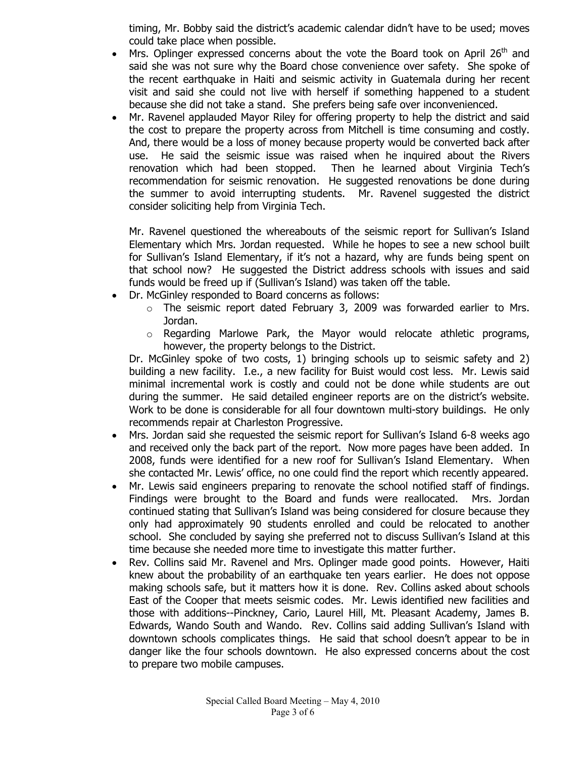timing, Mr. Bobby said the district's academic calendar didn't have to be used; moves could take place when possible.

- Mrs. Oplinger expressed concerns about the vote the Board took on April 26th and said she was not sure why the Board chose convenience over safety. She spoke of the recent earthquake in Haiti and seismic activity in Guatemala during her recent visit and said she could not live with herself if something happened to a student because she did not take a stand. She prefers being safe over inconvenienced.
- Mr. Ravenel applauded Mayor Riley for offering property to help the district and said the cost to prepare the property across from Mitchell is time consuming and costly. And, there would be a loss of money because property would be converted back after use. He said the seismic issue was raised when he inquired about the Rivers renovation which had been stopped. Then he learned about Virginia Tech's recommendation for seismic renovation. He suggested renovations be done during the summer to avoid interrupting students. Mr. Ravenel suggested the district consider soliciting help from Virginia Tech.

  Mr. Ravenel questioned the whereabouts of the seismic report for Sullivan's Island Elementary which Mrs. Jordan requested. While he hopes to see a new school built for Sullivan's Island Elementary, if it's not a hazard, why are funds being spent on that school now? He suggested the District address schools with issues and said funds would be freed up if (Sullivan's Island) was taken off the table.
- Dr. McGinley responded to Board concerns as follows:
  - The seismic report dated February 3, 2009 was forwarded earlier to Mrs. Jordan.
  - Regarding Marlowe Park, the Mayor would relocate athletic programs, however, the property belongs to the District.

  Dr. McGinley spoke of two costs, 1) bringing schools up to seismic safety and 2) building a new facility. I.e., a new facility for Buist would cost less. Mr. Lewis said minimal incremental work is costly and could not be done while students are out during the summer. He said detailed engineer reports are on the district's website. Work to be done is considerable for all four downtown multi-story buildings. He only recommends repair at Charleston Progressive.
- Mrs. Jordan said she requested the seismic report for Sullivan's Island 6-8 weeks ago and received only the back part of the report. Now more pages have been added. In 2008, funds were identified for a new roof for Sullivan's Island Elementary. When she contacted Mr. Lewis' office, no one could find the report which recently appeared.
- Mr. Lewis said engineers preparing to renovate the school notified staff of findings. Findings were brought to the Board and funds were reallocated. Mrs. Jordan continued stating that Sullivan's Island was being considered for closure because they only had approximately 90 students enrolled and could be relocated to another school. She concluded by saying she preferred not to discuss Sullivan's Island at this time because she needed more time to investigate this matter further.
- Rev. Collins said Mr. Ravenel and Mrs. Oplinger made good points. However, Haiti knew about the probability of an earthquake ten years earlier. He does not oppose making schools safe, but it matters how it is done. Rev. Collins asked about schools East of the Cooper that meets seismic codes. Mr. Lewis identified new facilities and those with additions--Pinckney, Cario, Laurel Hill, Mt. Pleasant Academy, James B. Edwards, Wando South and Wando. Rev. Collins said adding Sullivan's Island with downtown schools complicates things. He said that school doesn't appear to be in danger like the four schools downtown. He also expressed concerns about the cost to prepare two mobile campuses.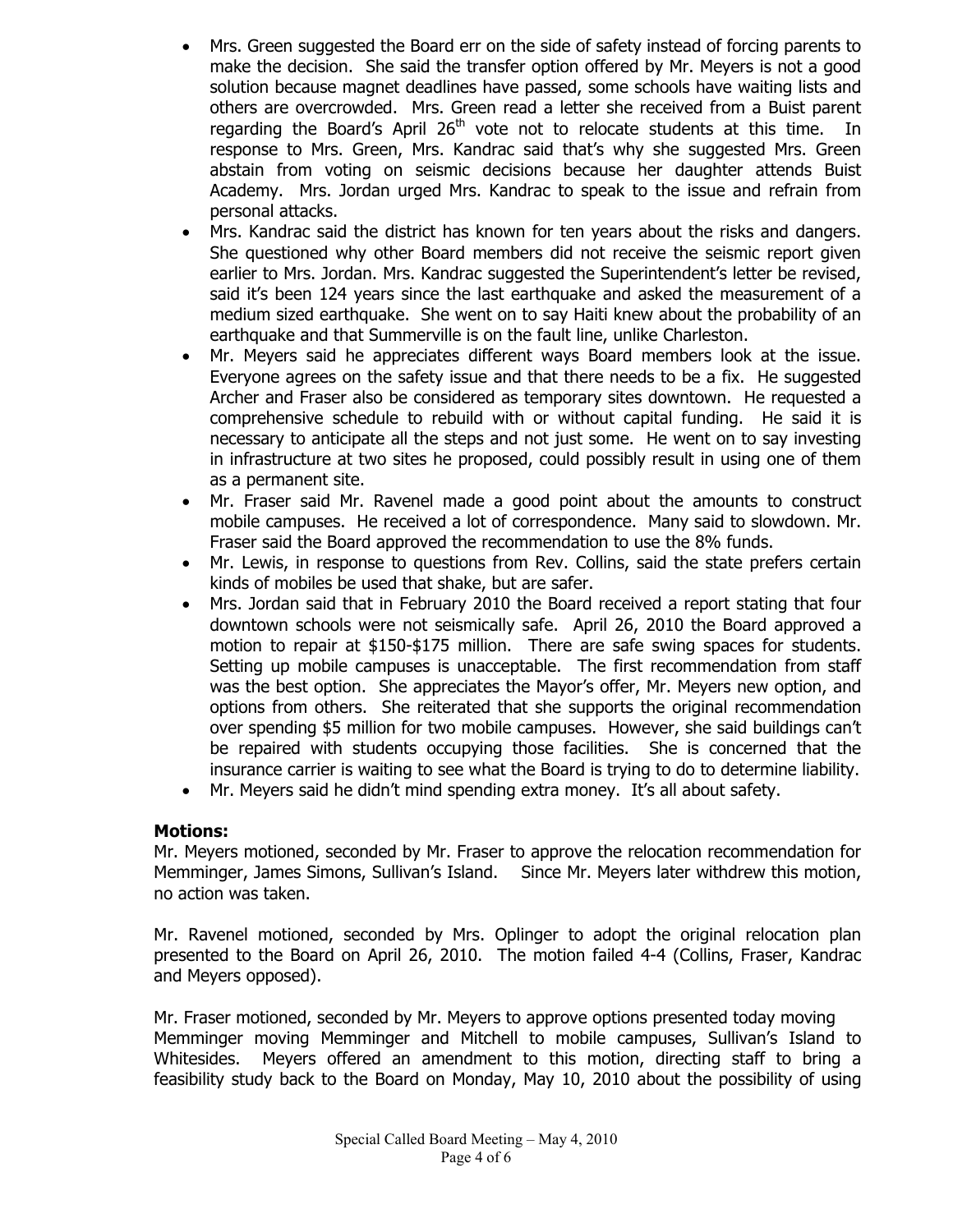- Mrs. Green suggested the Board err on the side of safety instead of forcing parents to make the decision. She said the transfer option offered by Mr. Meyers is not a good solution because magnet deadlines have passed, some schools have waiting lists and others are overcrowded. Mrs. Green read a letter she received from a Buist parent regarding the Board's April 26th vote not to relocate students at this time. In response to Mrs. Green, Mrs. Kandrac said that's why she suggested Mrs. Green abstain from voting on seismic decisions because her daughter attends Buist Academy. Mrs. Jordan urged Mrs. Kandrac to speak to the issue and refrain from personal attacks.
- Mrs. Kandrac said the district has known for ten years about the risks and dangers. She questioned why other Board members did not receive the seismic report given earlier to Mrs. Jordan. Mrs. Kandrac suggested the Superintendent's letter be revised, said it's been 124 years since the last earthquake and asked the measurement of a medium sized earthquake. She went on to say Haiti knew about the probability of an earthquake and that Summerville is on the fault line, unlike Charleston.
- Mr. Meyers said he appreciates different ways Board members look at the issue. Everyone agrees on the safety issue and that there needs to be a fix. He suggested Archer and Fraser also be considered as temporary sites downtown. He requested a comprehensive schedule to rebuild with or without capital funding. He said it is necessary to anticipate all the steps and not just some. He went on to say investing in infrastructure at two sites he proposed, could possibly result in using one of them as a permanent site.
- Mr. Fraser said Mr. Ravenel made a good point about the amounts to construct mobile campuses. He received a lot of correspondence. Many said to slowdown. Mr. Fraser said the Board approved the recommendation to use the 8% funds.
- Mr. Lewis, in response to questions from Rev. Collins, said the state prefers certain kinds of mobiles be used that shake, but are safer.
- Mrs. Jordan said that in February 2010 the Board received a report stating that four downtown schools were not seismically safe. April 26, 2010 the Board approved a motion to repair at \$150-\$175 million. There are safe swing spaces for students. Setting up mobile campuses is unacceptable. The first recommendation from staff was the best option. She appreciates the Mayor's offer, Mr. Meyers new option, and options from others. She reiterated that she supports the original recommendation over spending \$5 million for two mobile campuses. However, she said buildings can't be repaired with students occupying those facilities. She is concerned that the insurance carrier is waiting to see what the Board is trying to do to determine liability.
- Mr. Meyers said he didn't mind spending extra money. It's all about safety.

**Motions:**

Mr. Meyers motioned, seconded by Mr. Fraser to approve the relocation recommendation for Memminger, James Simons, Sullivan's Island. Since Mr. Meyers later withdrew this motion, no action was taken.

Mr. Ravenel motioned, seconded by Mrs. Oplinger to adopt the original relocation plan presented to the Board on April 26, 2010. The motion failed 4-4 (Collins, Fraser, Kandrac and Meyers opposed).

Mr. Fraser motioned, seconded by Mr. Meyers to approve options presented today moving Memminger moving Memminger and Mitchell to mobile campuses, Sullivan's Island to Whitesides. Meyers offered an amendment to this motion, directing staff to bring a feasibility study back to the Board on Monday, May 10, 2010 about the possibility of using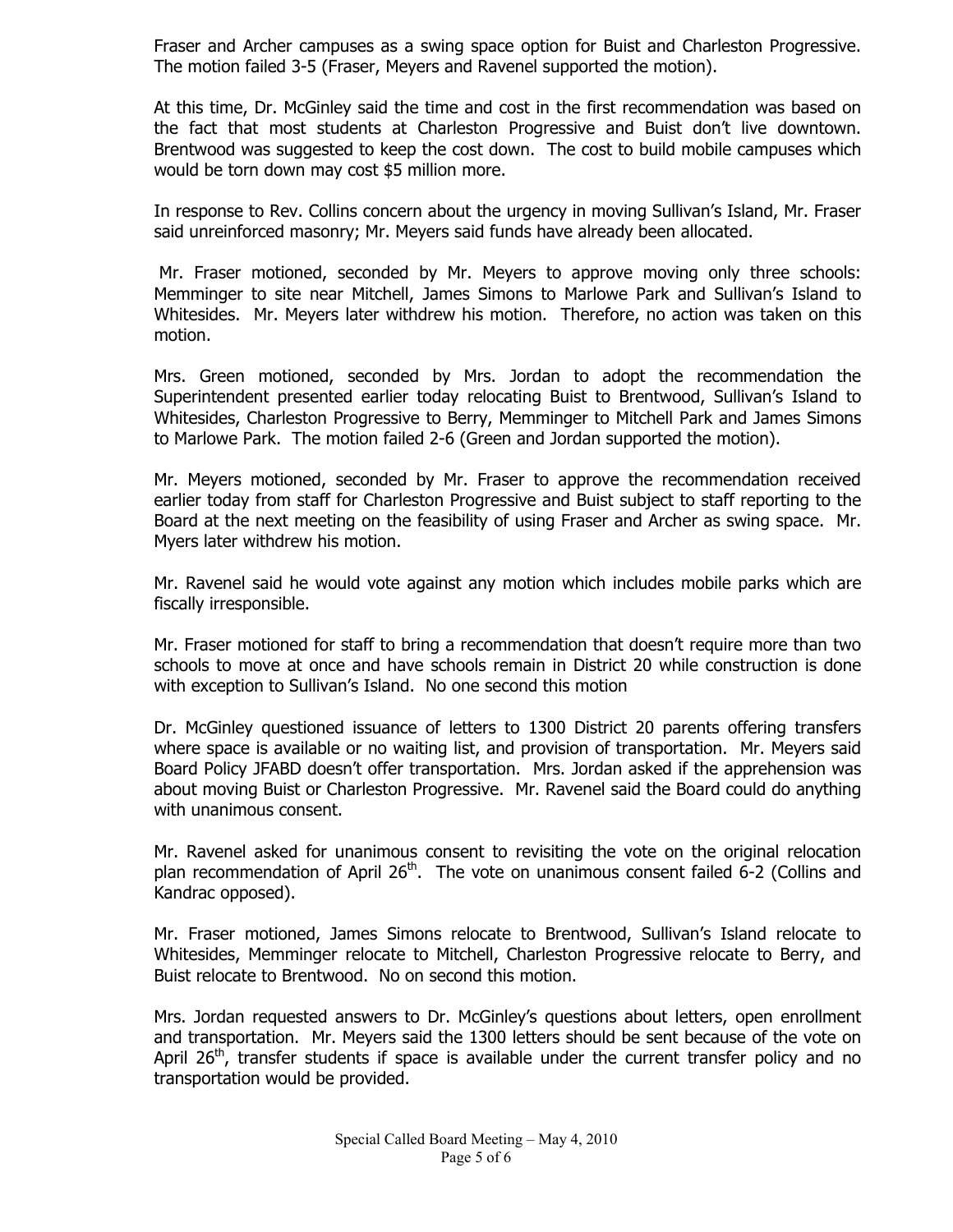Fraser and Archer campuses as a swing space option for Buist and Charleston Progressive. The motion failed 3-5 (Fraser, Meyers and Ravenel supported the motion).

At this time, Dr. McGinley said the time and cost in the first recommendation was based on the fact that most students at Charleston Progressive and Buist don't live downtown. Brentwood was suggested to keep the cost down. The cost to build mobile campuses which would be torn down may cost $5 million more.

In response to Rev. Collins concern about the urgency in moving Sullivan's Island, Mr. Fraser said unreinforced masonry; Mr. Meyers said funds have already been allocated.

Mr. Fraser motioned, seconded by Mr. Meyers to approve moving only three schools: Memminger to site near Mitchell, James Simons to Marlowe Park and Sullivan's Island to Whitesides. Mr. Meyers later withdrew his motion. Therefore, no action was taken on this motion.

Mrs. Green motioned, seconded by Mrs. Jordan to adopt the recommendation the Superintendent presented earlier today relocating Buist to Brentwood, Sullivan's Island to Whitesides, Charleston Progressive to Berry, Memminger to Mitchell Park and James Simons to Marlowe Park. The motion failed 2-6 (Green and Jordan supported the motion).

Mr. Meyers motioned, seconded by Mr. Fraser to approve the recommendation received earlier today from staff for Charleston Progressive and Buist subject to staff reporting to the Board at the next meeting on the feasibility of using Fraser and Archer as swing space. Mr. Myers later withdrew his motion.

Mr. Ravenel said he would vote against any motion which includes mobile parks which are fiscally irresponsible.

Mr. Fraser motioned for staff to bring a recommendation that doesn't require more than two schools to move at once and have schools remain in District 20 while construction is done with exception to Sullivan's Island. No one second this motion

Dr. McGinley questioned issuance of letters to 1300 District 20 parents offering transfers where space is available or no waiting list, and provision of transportation. Mr. Meyers said Board Policy JFABD doesn't offer transportation. Mrs. Jordan asked if the apprehension was about moving Buist or Charleston Progressive. Mr. Ravenel said the Board could do anything with unanimous consent.

Mr. Ravenel asked for unanimous consent to revisiting the vote on the original relocation plan recommendation of April 26th. The vote on unanimous consent failed 6-2 (Collins and Kandrac opposed).

Mr. Fraser motioned, James Simons relocate to Brentwood, Sullivan's Island relocate to Whitesides, Memminger relocate to Mitchell, Charleston Progressive relocate to Berry, and Buist relocate to Brentwood. No on second this motion.

Mrs. Jordan requested answers to Dr. McGinley's questions about letters, open enrollment and transportation. Mr. Meyers said the 1300 letters should be sent because of the vote on April 26th, transfer students if space is available under the current transfer policy and no transportation would be provided.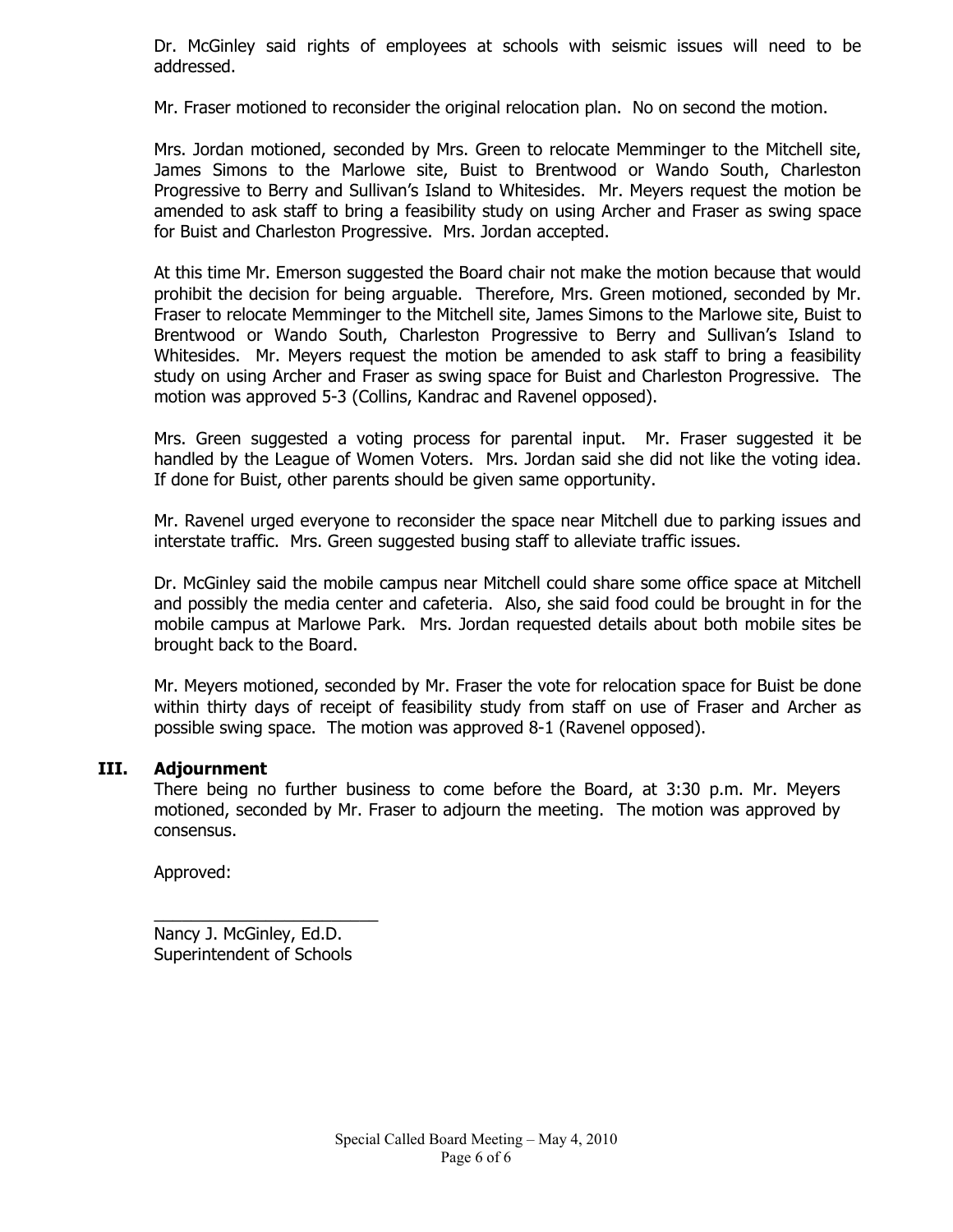Dr. McGinley said rights of employees at schools with seismic issues will need to be addressed.

Mr. Fraser motioned to reconsider the original relocation plan. No on second the motion.

Mrs. Jordan motioned, seconded by Mrs. Green to relocate Memminger to the Mitchell site, James Simons to the Marlowe site, Buist to Brentwood or Wando South, Charleston Progressive to Berry and Sullivan's Island to Whitesides. Mr. Meyers request the motion be amended to ask staff to bring a feasibility study on using Archer and Fraser as swing space for Buist and Charleston Progressive. Mrs. Jordan accepted.

At this time Mr. Emerson suggested the Board chair not make the motion because that would prohibit the decision for being arguable. Therefore, Mrs. Green motioned, seconded by Mr. Fraser to relocate Memminger to the Mitchell site, James Simons to the Marlowe site, Buist to Brentwood or Wando South, Charleston Progressive to Berry and Sullivan's Island to Whitesides. Mr. Meyers request the motion be amended to ask staff to bring a feasibility study on using Archer and Fraser as swing space for Buist and Charleston Progressive. The motion was approved 5-3 (Collins, Kandrac and Ravenel opposed).

Mrs. Green suggested a voting process for parental input. Mr. Fraser suggested it be handled by the League of Women Voters. Mrs. Jordan said she did not like the voting idea. If done for Buist, other parents should be given same opportunity.

Mr. Ravenel urged everyone to reconsider the space near Mitchell due to parking issues and interstate traffic. Mrs. Green suggested busing staff to alleviate traffic issues.

Dr. McGinley said the mobile campus near Mitchell could share some office space at Mitchell and possibly the media center and cafeteria. Also, she said food could be brought in for the mobile campus at Marlowe Park. Mrs. Jordan requested details about both mobile sites be brought back to the Board.

Mr. Meyers motioned, seconded by Mr. Fraser the vote for relocation space for Buist be done within thirty days of receipt of feasibility study from staff on use of Fraser and Archer as possible swing space. The motion was approved 8-1 (Ravenel opposed).

## III. Adjournment

There being no further business to come before the Board, at 3:30 p.m. Mr. Meyers motioned, seconded by Mr. Fraser to adjourn the meeting. The motion was approved by consensus.

Approved:

\_\_\_\_\_\_\_\_\_\_\_\_\_\_\_\_\_\_\_\_\_\_\_\_\_

Nancy J. McGinley, Ed.D.
Superintendent of Schools